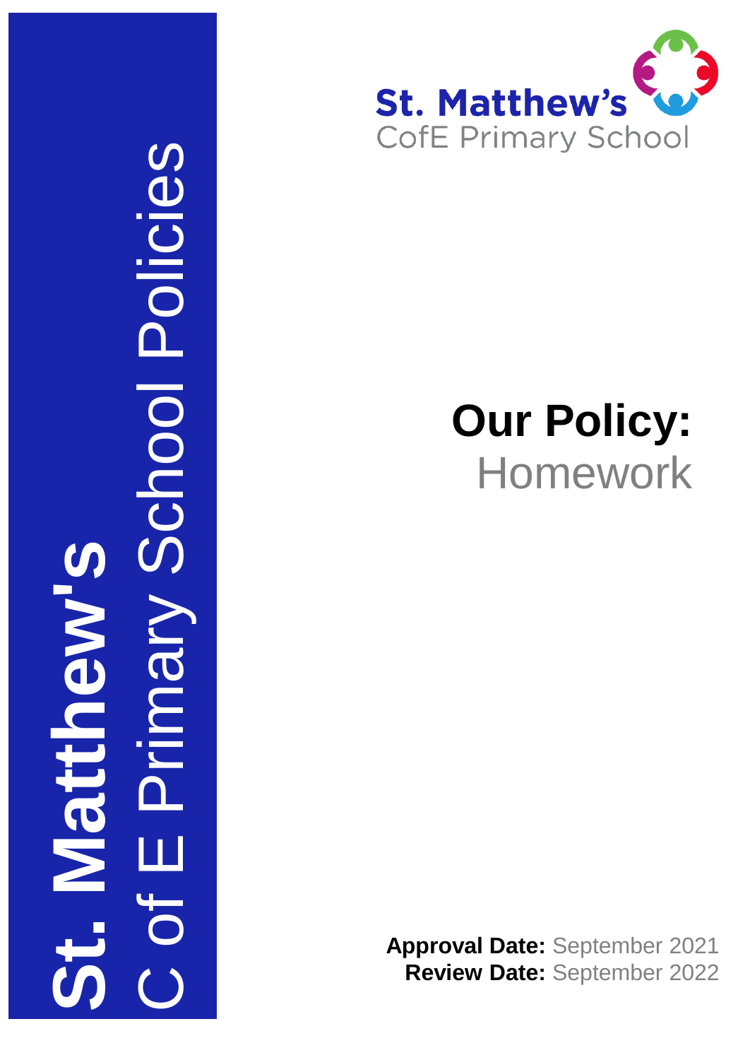**St. Matthew's**
C of E Primary School Policies

St. Matthew's
CofE Primary School

# Our Policy:
## Homework

**Approval Date:** September 2021
**Review Date:** September 2022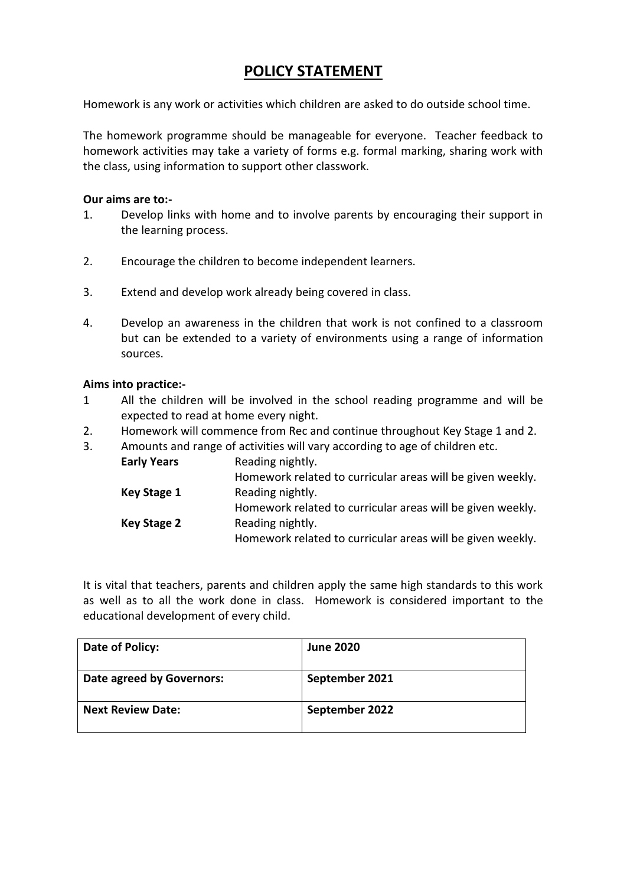# POLICY STATEMENT

Homework is any work or activities which children are asked to do outside school time.

The homework programme should be manageable for everyone. Teacher feedback to homework activities may take a variety of forms e.g. formal marking, sharing work with the class, using information to support other classwork.

**Our aims are to:-**

1. Develop links with home and to involve parents by encouraging their support in the learning process.
2. Encourage the children to become independent learners.
3. Extend and develop work already being covered in class.
4. Develop an awareness in the children that work is not confined to a classroom but can be extended to a variety of environments using a range of information sources.

**Aims into practice:-**

1. All the children will be involved in the school reading programme and will be expected to read at home every night.
2. Homework will commence from Rec and continue throughout Key Stage 1 and 2.
3. Amounts and range of activities will vary according to age of children etc.

| | |
|---|---|
| **Early Years** | Reading nightly.<br>Homework related to curricular areas will be given weekly. |
| **Key Stage 1** | Reading nightly.<br>Homework related to curricular areas will be given weekly. |
| **Key Stage 2** | Reading nightly.<br>Homework related to curricular areas will be given weekly. |

It is vital that teachers, parents and children apply the same high standards to this work as well as to all the work done in class. Homework is considered important to the educational development of every child.

| | |
|---|---|
| **Date of Policy:** | **June 2020** |
| **Date agreed by Governors:** | **September 2021** |
| **Next Review Date:** | **September 2022** |